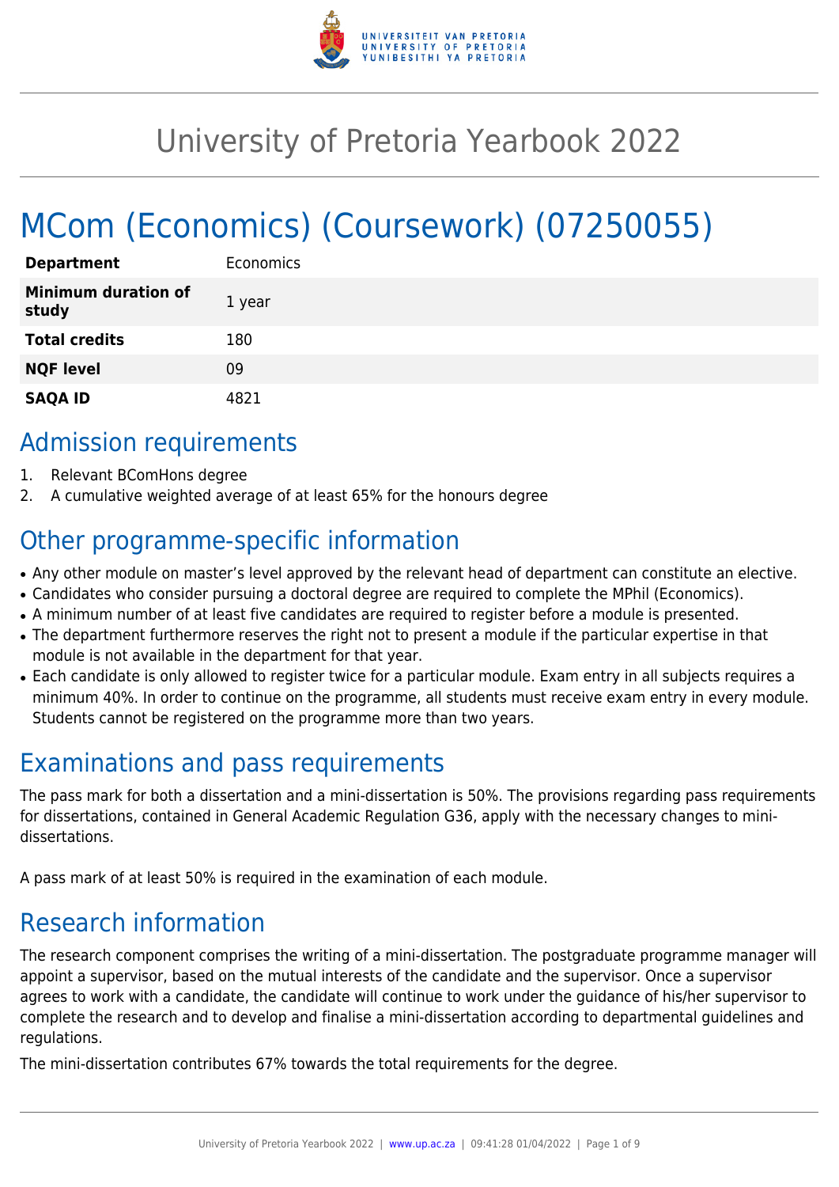# University of Pretoria Yearbook 2022

# MCom (Economics) (Coursework) (07250055)

| | |
|---|---|
| **Department** | Economics |
| **Minimum duration of study** | 1 year |
| **Total credits** | 180 |
| **NQF level** | 09 |
| **SAQA ID** | 4821 |

## Admission requirements

1. Relevant BComHons degree
2. A cumulative weighted average of at least 65% for the honours degree

## Other programme-specific information

- Any other module on master's level approved by the relevant head of department can constitute an elective.
- Candidates who consider pursuing a doctoral degree are required to complete the MPhil (Economics).
- A minimum number of at least five candidates are required to register before a module is presented.
- The department furthermore reserves the right not to present a module if the particular expertise in that module is not available in the department for that year.
- Each candidate is only allowed to register twice for a particular module. Exam entry in all subjects requires a minimum 40%. In order to continue on the programme, all students must receive exam entry in every module. Students cannot be registered on the programme more than two years.

## Examinations and pass requirements

The pass mark for both a dissertation and a mini-dissertation is 50%. The provisions regarding pass requirements for dissertations, contained in General Academic Regulation G36, apply with the necessary changes to mini-dissertations.

A pass mark of at least 50% is required in the examination of each module.

## Research information

The research component comprises the writing of a mini-dissertation. The postgraduate programme manager will appoint a supervisor, based on the mutual interests of the candidate and the supervisor. Once a supervisor agrees to work with a candidate, the candidate will continue to work under the guidance of his/her supervisor to complete the research and to develop and finalise a mini-dissertation according to departmental guidelines and regulations.

The mini-dissertation contributes 67% towards the total requirements for the degree.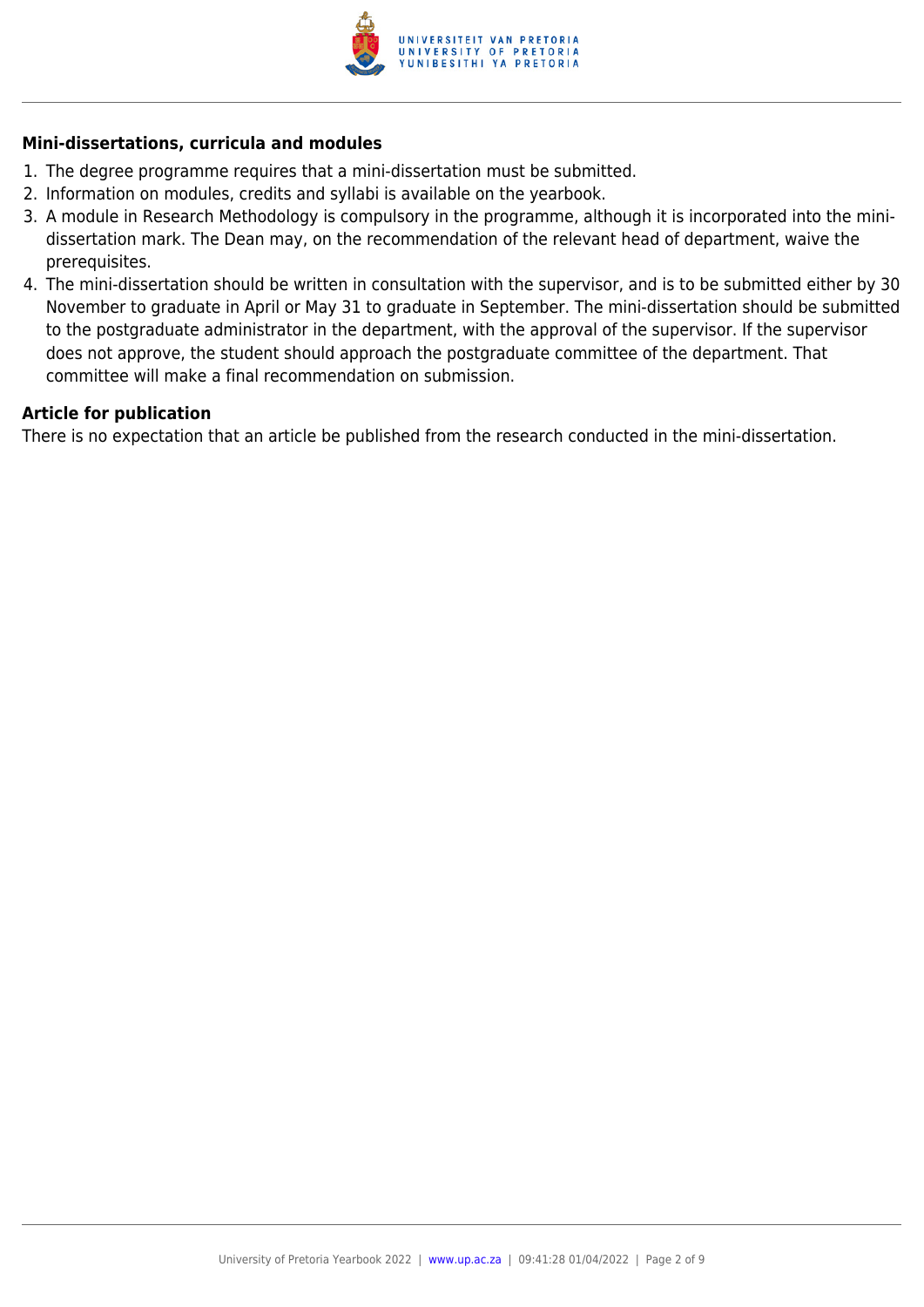### Mini-dissertations, curricula and modules

1. The degree programme requires that a mini-dissertation must be submitted.
2. Information on modules, credits and syllabi is available on the yearbook.
3. A module in Research Methodology is compulsory in the programme, although it is incorporated into the mini-dissertation mark. The Dean may, on the recommendation of the relevant head of department, waive the prerequisites.
4. The mini-dissertation should be written in consultation with the supervisor, and is to be submitted either by 30 November to graduate in April or May 31 to graduate in September. The mini-dissertation should be submitted to the postgraduate administrator in the department, with the approval of the supervisor. If the supervisor does not approve, the student should approach the postgraduate committee of the department. That committee will make a final recommendation on submission.

### Article for publication

There is no expectation that an article be published from the research conducted in the mini-dissertation.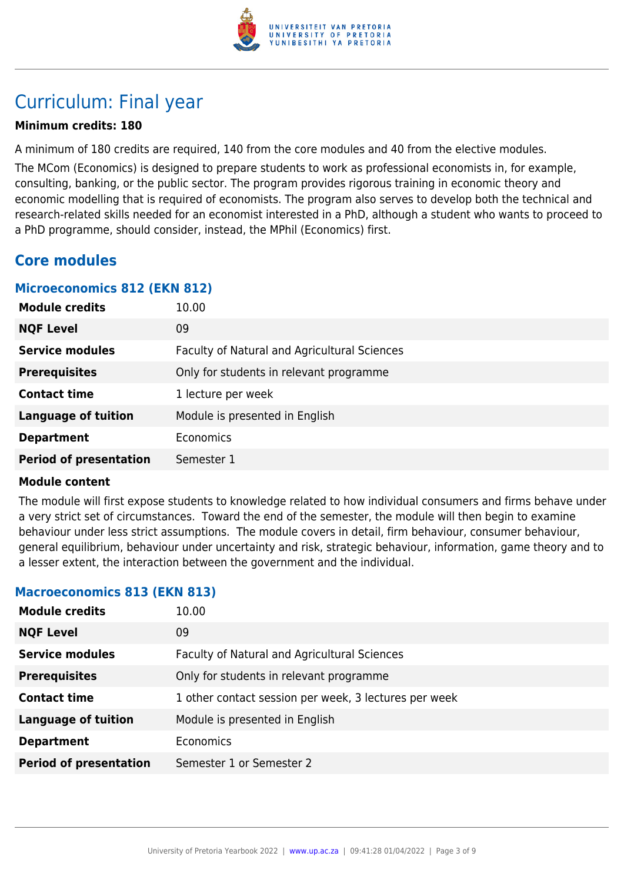# Curriculum: Final year

**Minimum credits: 180**

A minimum of 180 credits are required, 140 from the core modules and 40 from the elective modules.

The MCom (Economics) is designed to prepare students to work as professional economists in, for example, consulting, banking, or the public sector. The program provides rigorous training in economic theory and economic modelling that is required of economists. The program also serves to develop both the technical and research-related skills needed for an economist interested in a PhD, although a student who wants to proceed to a PhD programme, should consider, instead, the MPhil (Economics) first.

## Core modules

### Microeconomics 812 (EKN 812)

| | |
|---|---|
| **Module credits** | 10.00 |
| **NQF Level** | 09 |
| **Service modules** | Faculty of Natural and Agricultural Sciences |
| **Prerequisites** | Only for students in relevant programme |
| **Contact time** | 1 lecture per week |
| **Language of tuition** | Module is presented in English |
| **Department** | Economics |
| **Period of presentation** | Semester 1 |

**Module content**

The module will first expose students to knowledge related to how individual consumers and firms behave under a very strict set of circumstances. Toward the end of the semester, the module will then begin to examine behaviour under less strict assumptions. The module covers in detail, firm behaviour, consumer behaviour, general equilibrium, behaviour under uncertainty and risk, strategic behaviour, information, game theory and to a lesser extent, the interaction between the government and the individual.

### Macroeconomics 813 (EKN 813)

| | |
|---|---|
| **Module credits** | 10.00 |
| **NQF Level** | 09 |
| **Service modules** | Faculty of Natural and Agricultural Sciences |
| **Prerequisites** | Only for students in relevant programme |
| **Contact time** | 1 other contact session per week, 3 lectures per week |
| **Language of tuition** | Module is presented in English |
| **Department** | Economics |
| **Period of presentation** | Semester 1 or Semester 2 |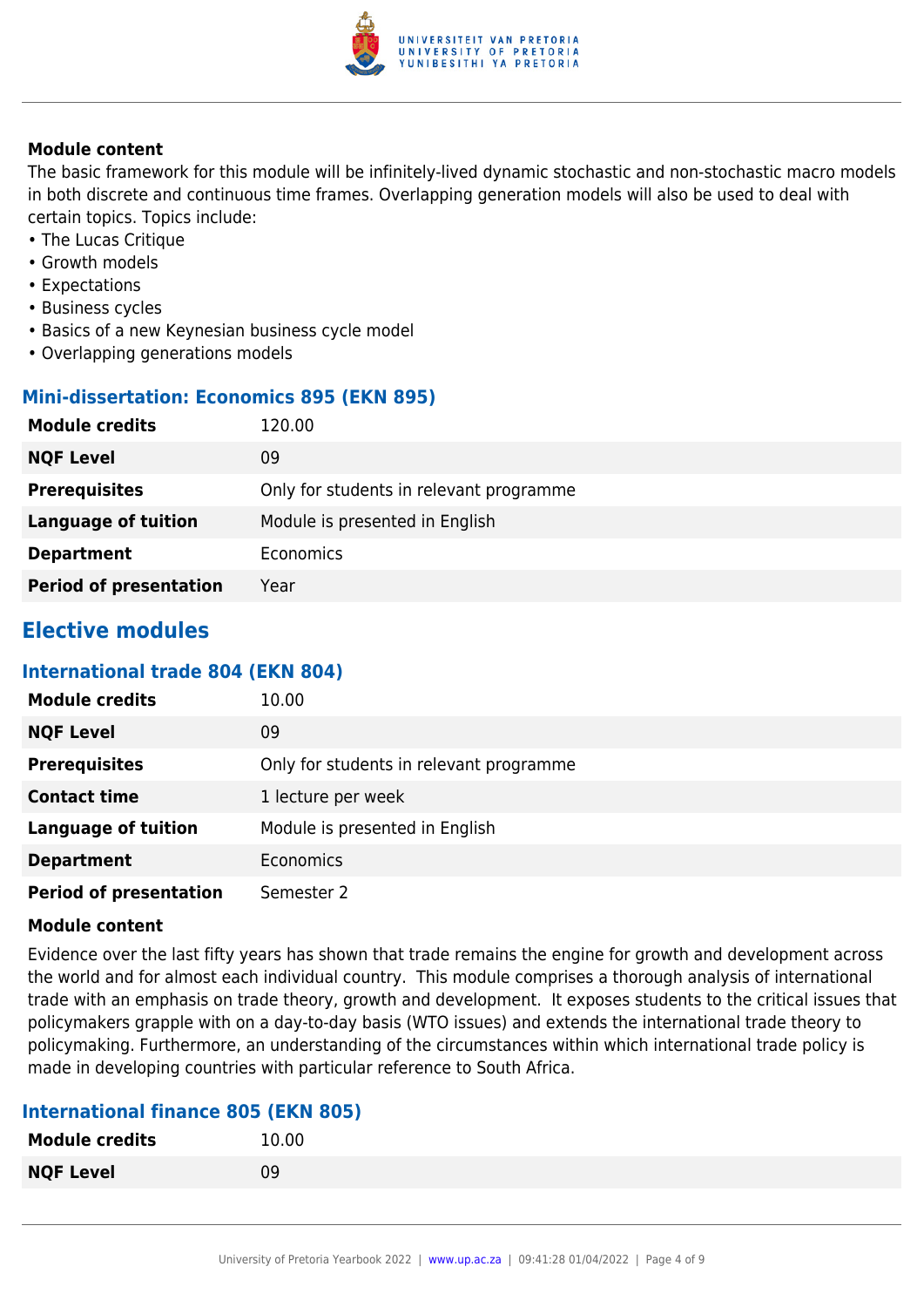**Module content**

The basic framework for this module will be infinitely-lived dynamic stochastic and non-stochastic macro models in both discrete and continuous time frames. Overlapping generation models will also be used to deal with certain topics. Topics include:

- The Lucas Critique
- Growth models
- Expectations
- Business cycles
- Basics of a new Keynesian business cycle model
- Overlapping generations models

### Mini-dissertation: Economics 895 (EKN 895)

| | |
|---|---|
| **Module credits** | 120.00 |
| **NQF Level** | 09 |
| **Prerequisites** | Only for students in relevant programme |
| **Language of tuition** | Module is presented in English |
| **Department** | Economics |
| **Period of presentation** | Year |

## Elective modules

### International trade 804 (EKN 804)

| | |
|---|---|
| **Module credits** | 10.00 |
| **NQF Level** | 09 |
| **Prerequisites** | Only for students in relevant programme |
| **Contact time** | 1 lecture per week |
| **Language of tuition** | Module is presented in English |
| **Department** | Economics |
| **Period of presentation** | Semester 2 |

**Module content**

Evidence over the last fifty years has shown that trade remains the engine for growth and development across the world and for almost each individual country. This module comprises a thorough analysis of international trade with an emphasis on trade theory, growth and development. It exposes students to the critical issues that policymakers grapple with on a day-to-day basis (WTO issues) and extends the international trade theory to policymaking. Furthermore, an understanding of the circumstances within which international trade policy is made in developing countries with particular reference to South Africa.

### International finance 805 (EKN 805)

| | |
|---|---|
| **Module credits** | 10.00 |
| **NQF Level** | 09 |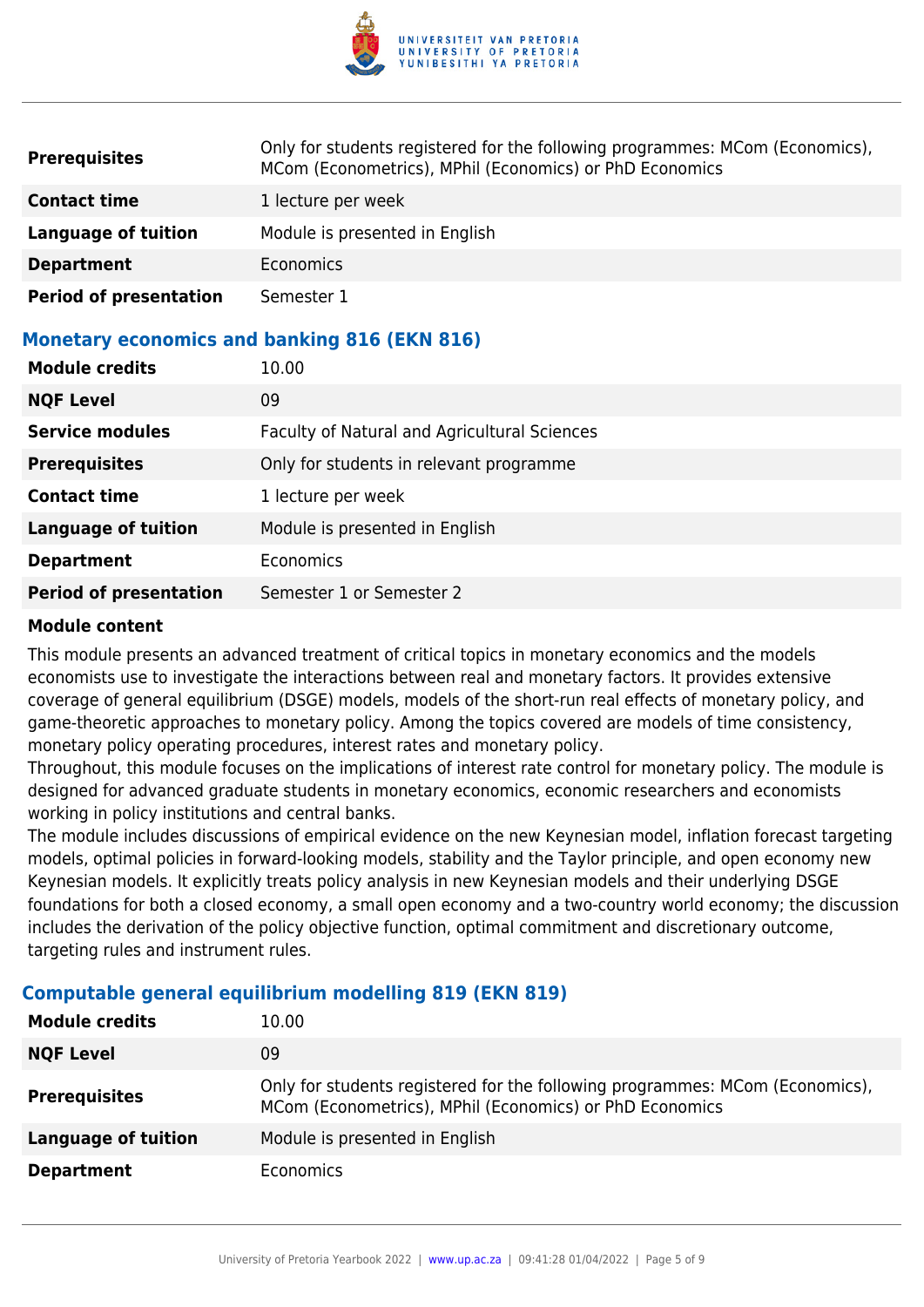| | |
|---|---|
| **Prerequisites** | Only for students registered for the following programmes: MCom (Economics), MCom (Econometrics), MPhil (Economics) or PhD Economics |
| **Contact time** | 1 lecture per week |
| **Language of tuition** | Module is presented in English |
| **Department** | Economics |
| **Period of presentation** | Semester 1 |

### Monetary economics and banking 816 (EKN 816)

| | |
|---|---|
| **Module credits** | 10.00 |
| **NQF Level** | 09 |
| **Service modules** | Faculty of Natural and Agricultural Sciences |
| **Prerequisites** | Only for students in relevant programme |
| **Contact time** | 1 lecture per week |
| **Language of tuition** | Module is presented in English |
| **Department** | Economics |
| **Period of presentation** | Semester 1 or Semester 2 |

**Module content**

This module presents an advanced treatment of critical topics in monetary economics and the models economists use to investigate the interactions between real and monetary factors. It provides extensive coverage of general equilibrium (DSGE) models, models of the short-run real effects of monetary policy, and game-theoretic approaches to monetary policy. Among the topics covered are models of time consistency, monetary policy operating procedures, interest rates and monetary policy.
Throughout, this module focuses on the implications of interest rate control for monetary policy. The module is designed for advanced graduate students in monetary economics, economic researchers and economists working in policy institutions and central banks.
The module includes discussions of empirical evidence on the new Keynesian model, inflation forecast targeting models, optimal policies in forward-looking models, stability and the Taylor principle, and open economy new Keynesian models. It explicitly treats policy analysis in new Keynesian models and their underlying DSGE foundations for both a closed economy, a small open economy and a two-country world economy; the discussion includes the derivation of the policy objective function, optimal commitment and discretionary outcome, targeting rules and instrument rules.

### Computable general equilibrium modelling 819 (EKN 819)

| | |
|---|---|
| **Module credits** | 10.00 |
| **NQF Level** | 09 |
| **Prerequisites** | Only for students registered for the following programmes: MCom (Economics), MCom (Econometrics), MPhil (Economics) or PhD Economics |
| **Language of tuition** | Module is presented in English |
| **Department** | Economics |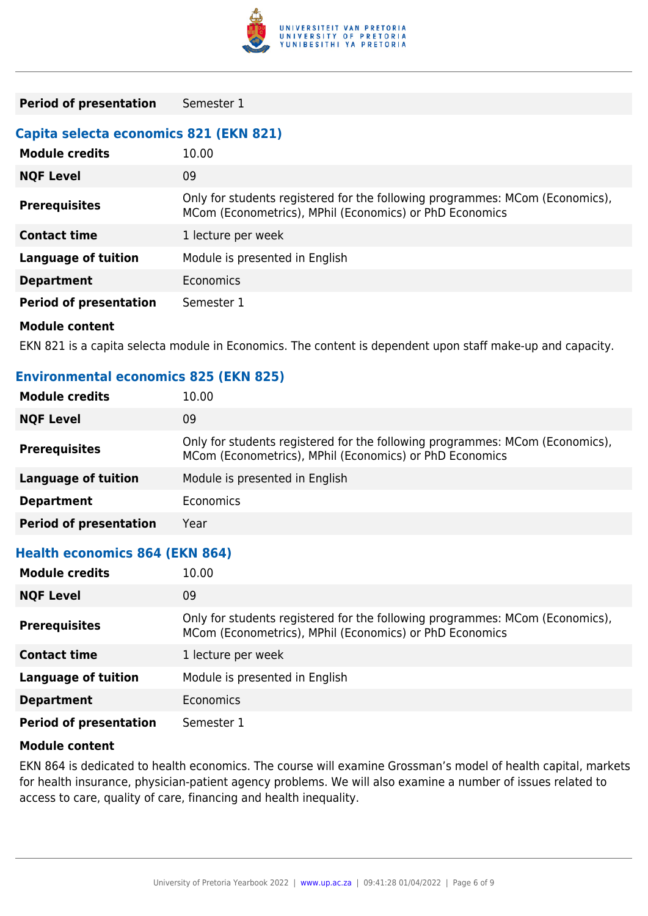| | |
|---|---|
| **Period of presentation** | Semester 1 |

### Capita selecta economics 821 (EKN 821)

| | |
|---|---|
| **Module credits** | 10.00 |
| **NQF Level** | 09 |
| **Prerequisites** | Only for students registered for the following programmes: MCom (Economics), MCom (Econometrics), MPhil (Economics) or PhD Economics |
| **Contact time** | 1 lecture per week |
| **Language of tuition** | Module is presented in English |
| **Department** | Economics |
| **Period of presentation** | Semester 1 |

**Module content**

EKN 821 is a capita selecta module in Economics. The content is dependent upon staff make-up and capacity.

### Environmental economics 825 (EKN 825)

| | |
|---|---|
| **Module credits** | 10.00 |
| **NQF Level** | 09 |
| **Prerequisites** | Only for students registered for the following programmes: MCom (Economics), MCom (Econometrics), MPhil (Economics) or PhD Economics |
| **Language of tuition** | Module is presented in English |
| **Department** | Economics |
| **Period of presentation** | Year |

### Health economics 864 (EKN 864)

| | |
|---|---|
| **Module credits** | 10.00 |
| **NQF Level** | 09 |
| **Prerequisites** | Only for students registered for the following programmes: MCom (Economics), MCom (Econometrics), MPhil (Economics) or PhD Economics |
| **Contact time** | 1 lecture per week |
| **Language of tuition** | Module is presented in English |
| **Department** | Economics |
| **Period of presentation** | Semester 1 |

**Module content**

EKN 864 is dedicated to health economics. The course will examine Grossman's model of health capital, markets for health insurance, physician-patient agency problems. We will also examine a number of issues related to access to care, quality of care, financing and health inequality.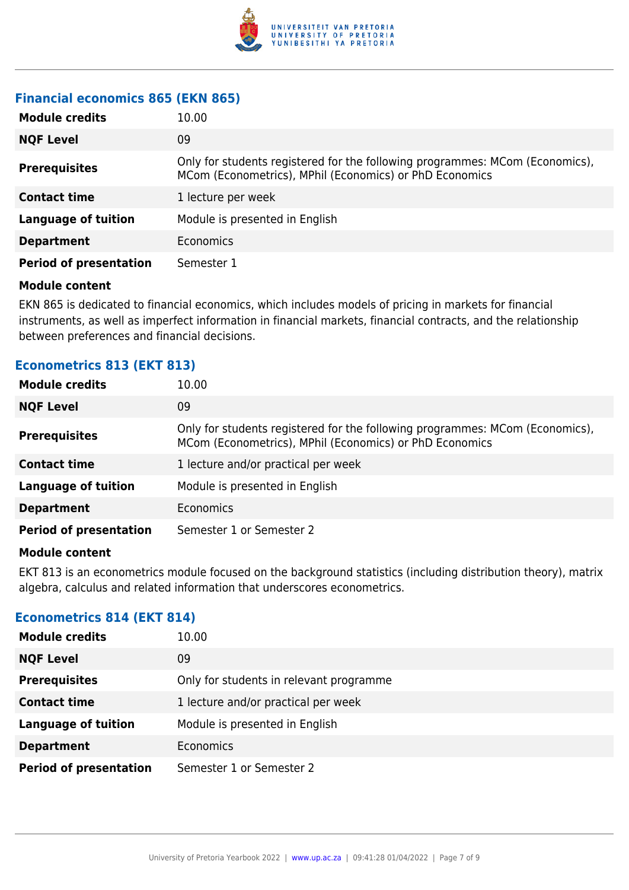### Financial economics 865 (EKN 865)

| | |
|---|---|
| **Module credits** | 10.00 |
| **NQF Level** | 09 |
| **Prerequisites** | Only for students registered for the following programmes: MCom (Economics), MCom (Econometrics), MPhil (Economics) or PhD Economics |
| **Contact time** | 1 lecture per week |
| **Language of tuition** | Module is presented in English |
| **Department** | Economics |
| **Period of presentation** | Semester 1 |

**Module content**

EKN 865 is dedicated to financial economics, which includes models of pricing in markets for financial instruments, as well as imperfect information in financial markets, financial contracts, and the relationship between preferences and financial decisions.

### Econometrics 813 (EKT 813)

| | |
|---|---|
| **Module credits** | 10.00 |
| **NQF Level** | 09 |
| **Prerequisites** | Only for students registered for the following programmes: MCom (Economics), MCom (Econometrics), MPhil (Economics) or PhD Economics |
| **Contact time** | 1 lecture and/or practical per week |
| **Language of tuition** | Module is presented in English |
| **Department** | Economics |
| **Period of presentation** | Semester 1 or Semester 2 |

**Module content**

EKT 813 is an econometrics module focused on the background statistics (including distribution theory), matrix algebra, calculus and related information that underscores econometrics.

### Econometrics 814 (EKT 814)

| | |
|---|---|
| **Module credits** | 10.00 |
| **NQF Level** | 09 |
| **Prerequisites** | Only for students in relevant programme |
| **Contact time** | 1 lecture and/or practical per week |
| **Language of tuition** | Module is presented in English |
| **Department** | Economics |
| **Period of presentation** | Semester 1 or Semester 2 |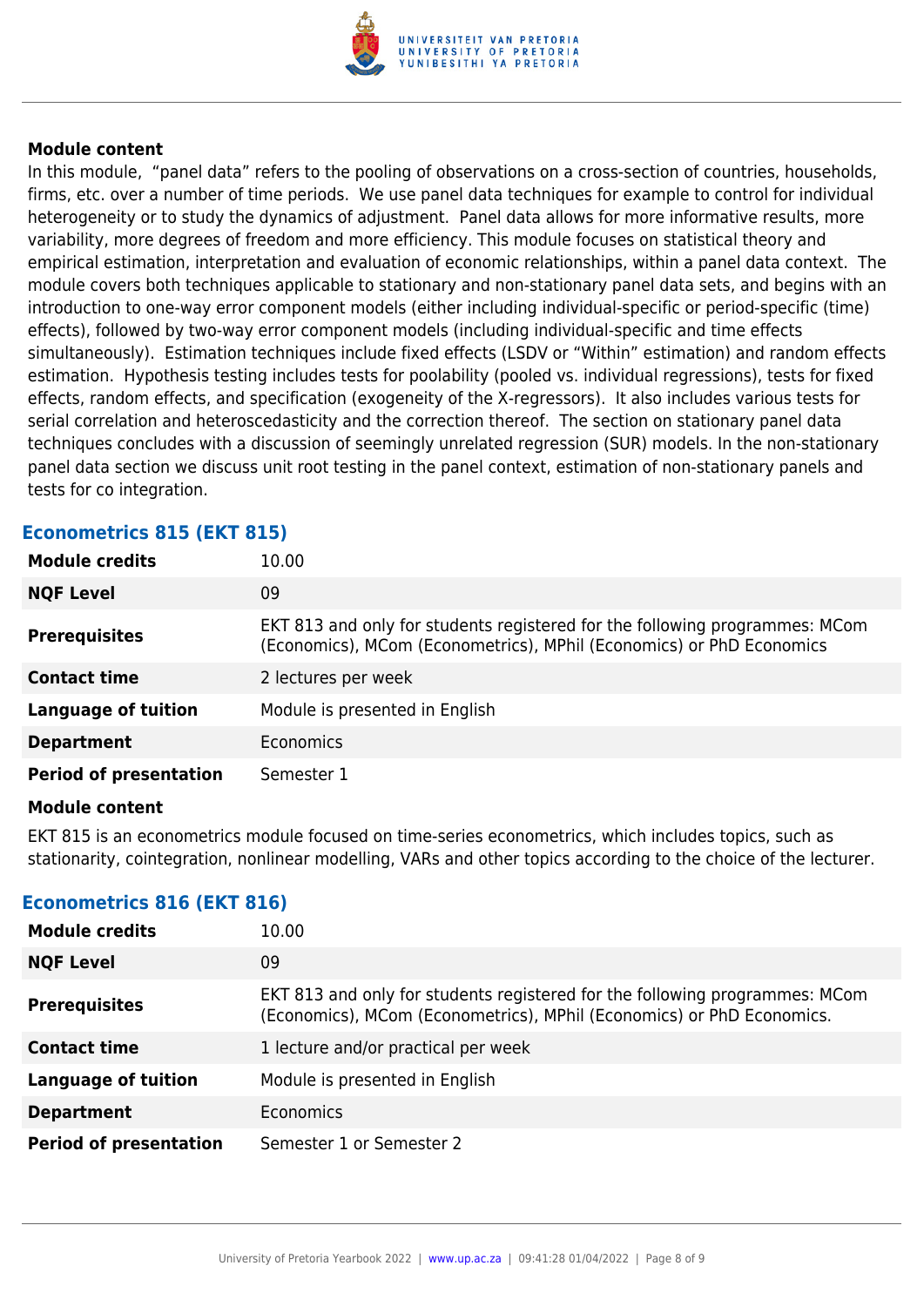**Module content**

In this module, "panel data" refers to the pooling of observations on a cross-section of countries, households, firms, etc. over a number of time periods. We use panel data techniques for example to control for individual heterogeneity or to study the dynamics of adjustment. Panel data allows for more informative results, more variability, more degrees of freedom and more efficiency. This module focuses on statistical theory and empirical estimation, interpretation and evaluation of economic relationships, within a panel data context. The module covers both techniques applicable to stationary and non-stationary panel data sets, and begins with an introduction to one-way error component models (either including individual-specific or period-specific (time) effects), followed by two-way error component models (including individual-specific and time effects simultaneously). Estimation techniques include fixed effects (LSDV or "Within" estimation) and random effects estimation. Hypothesis testing includes tests for poolability (pooled vs. individual regressions), tests for fixed effects, random effects, and specification (exogeneity of the X-regressors). It also includes various tests for serial correlation and heteroscedasticity and the correction thereof. The section on stationary panel data techniques concludes with a discussion of seemingly unrelated regression (SUR) models. In the non-stationary panel data section we discuss unit root testing in the panel context, estimation of non-stationary panels and tests for co integration.

## Econometrics 815 (EKT 815)

| | |
|---|---|
| **Module credits** | 10.00 |
| **NQF Level** | 09 |
| **Prerequisites** | EKT 813 and only for students registered for the following programmes: MCom (Economics), MCom (Econometrics), MPhil (Economics) or PhD Economics |
| **Contact time** | 2 lectures per week |
| **Language of tuition** | Module is presented in English |
| **Department** | Economics |
| **Period of presentation** | Semester 1 |

**Module content**

EKT 815 is an econometrics module focused on time-series econometrics, which includes topics, such as stationarity, cointegration, nonlinear modelling, VARs and other topics according to the choice of the lecturer.

## Econometrics 816 (EKT 816)

| | |
|---|---|
| **Module credits** | 10.00 |
| **NQF Level** | 09 |
| **Prerequisites** | EKT 813 and only for students registered for the following programmes: MCom (Economics), MCom (Econometrics), MPhil (Economics) or PhD Economics. |
| **Contact time** | 1 lecture and/or practical per week |
| **Language of tuition** | Module is presented in English |
| **Department** | Economics |
| **Period of presentation** | Semester 1 or Semester 2 |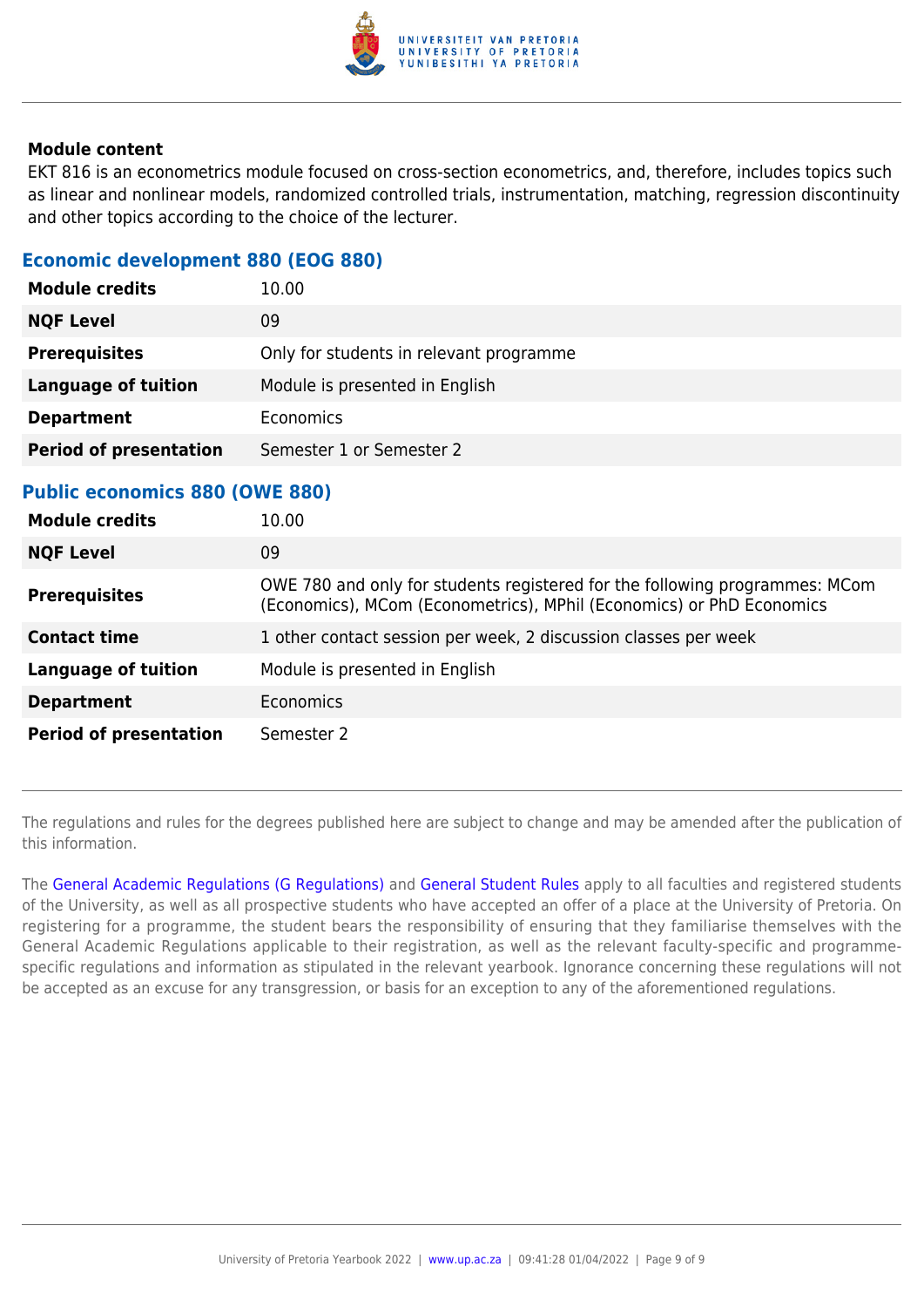**Module content**

EKT 816 is an econometrics module focused on cross-section econometrics, and, therefore, includes topics such as linear and nonlinear models, randomized controlled trials, instrumentation, matching, regression discontinuity and other topics according to the choice of the lecturer.

### Economic development 880 (EOG 880)

| | |
|---|---|
| **Module credits** | 10.00 |
| **NQF Level** | 09 |
| **Prerequisites** | Only for students in relevant programme |
| **Language of tuition** | Module is presented in English |
| **Department** | Economics |
| **Period of presentation** | Semester 1 or Semester 2 |

### Public economics 880 (OWE 880)

| | |
|---|---|
| **Module credits** | 10.00 |
| **NQF Level** | 09 |
| **Prerequisites** | OWE 780 and only for students registered for the following programmes: MCom (Economics), MCom (Econometrics), MPhil (Economics) or PhD Economics |
| **Contact time** | 1 other contact session per week, 2 discussion classes per week |
| **Language of tuition** | Module is presented in English |
| **Department** | Economics |
| **Period of presentation** | Semester 2 |

The regulations and rules for the degrees published here are subject to change and may be amended after the publication of this information.

The General Academic Regulations (G Regulations) and General Student Rules apply to all faculties and registered students of the University, as well as all prospective students who have accepted an offer of a place at the University of Pretoria. On registering for a programme, the student bears the responsibility of ensuring that they familiarise themselves with the General Academic Regulations applicable to their registration, as well as the relevant faculty-specific and programme-specific regulations and information as stipulated in the relevant yearbook. Ignorance concerning these regulations will not be accepted as an excuse for any transgression, or basis for an exception to any of the aforementioned regulations.